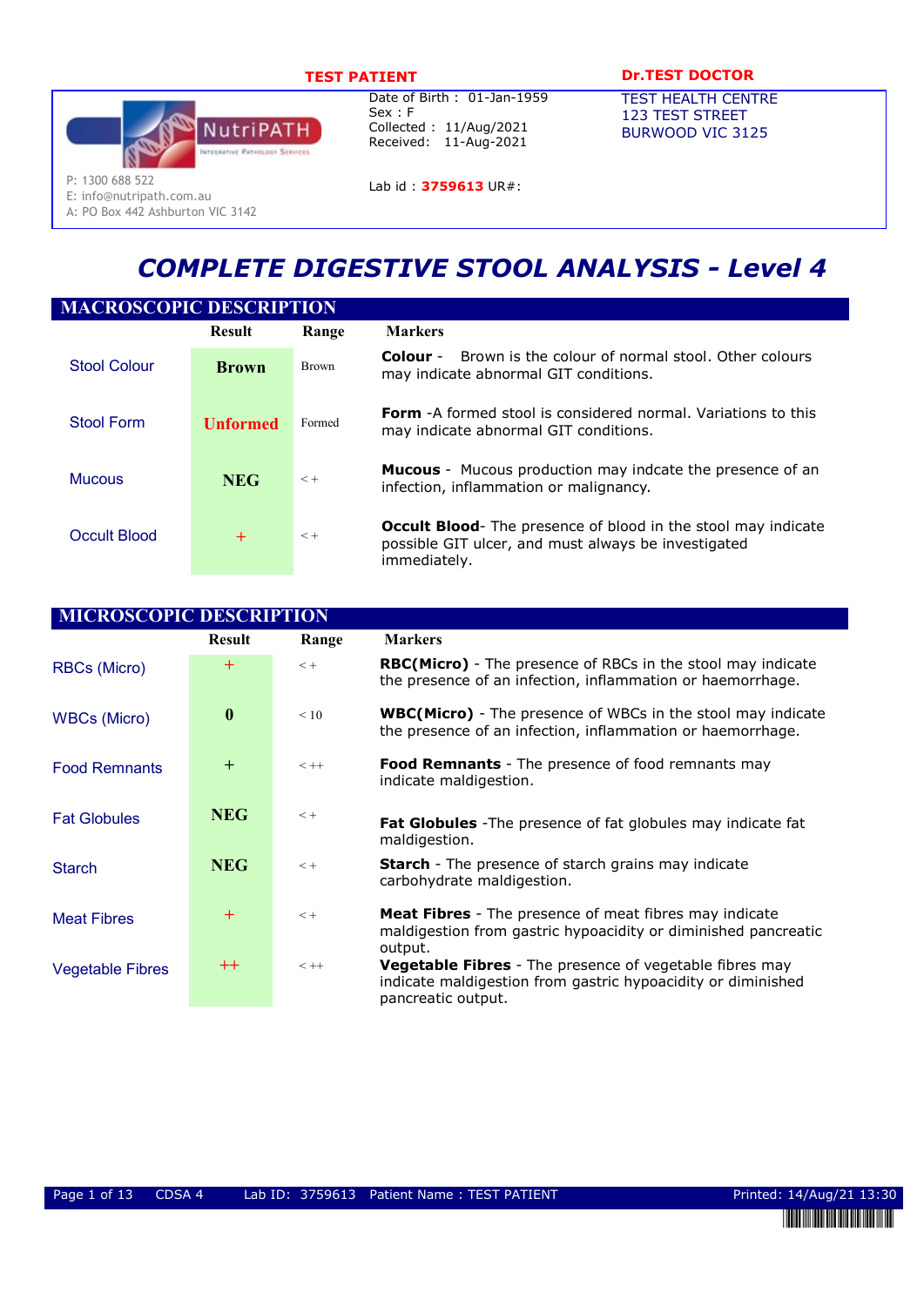**TEST PATIENT**

Date of Birth : 01-Jan-1959
Sex : F
Collected : 11/Aug/2021
Received: 11-Aug-2021

Lab id : **3759613** UR#:

**Dr.TEST DOCTOR**

TEST HEALTH CENTRE
123 TEST STREET
BURWOOD VIC 3125

NutriPATH
Integrative Pathology Services

P: 1300 688 522
E: info@nutripath.com.au
A: PO Box 442 Ashburton VIC 3142

# COMPLETE DIGESTIVE STOOL ANALYSIS - Level 4

## MACROSCOPIC DESCRIPTION

| | Result | Range | Markers |
|---|---|---|---|
| Stool Colour | **Brown** | Brown | **Colour** - Brown is the colour of normal stool. Other colours may indicate abnormal GIT conditions. |
| Stool Form | **Unformed** | Formed | **Form** -A formed stool is considered normal. Variations to this may indicate abnormal GIT conditions. |
| Mucous | **NEG** | < + | **Mucous** - Mucous production may indcate the presence of an infection, inflammation or malignancy. |
| Occult Blood | + | < + | **Occult Blood**- The presence of blood in the stool may indicate possible GIT ulcer, and must always be investigated immediately. |

## MICROSCOPIC DESCRIPTION

| | Result | Range | Markers |
|---|---|---|---|
| RBCs (Micro) | + | < + | **RBC(Micro)** - The presence of RBCs in the stool may indicate the presence of an infection, inflammation or haemorrhage. |
| WBCs (Micro) | **0** | < 10 | **WBC(Micro)** - The presence of WBCs in the stool may indicate the presence of an infection, inflammation or haemorrhage. |
| Food Remnants | + | < ++ | **Food Remnants** - The presence of food remnants may indicate maldigestion. |
| Fat Globules | **NEG** | < + | **Fat Globules** -The presence of fat globules may indicate fat maldigestion. |
| Starch | **NEG** | < + | **Starch** - The presence of starch grains may indicate carbohydrate maldigestion. |
| Meat Fibres | + | < + | **Meat Fibres** - The presence of meat fibres may indicate maldigestion from gastric hypoacidity or diminished pancreatic output. |
| Vegetable Fibres | ++ | < ++ | **Vegetable Fibres** - The presence of vegetable fibres may indicate maldigestion from gastric hypoacidity or diminished pancreatic output. |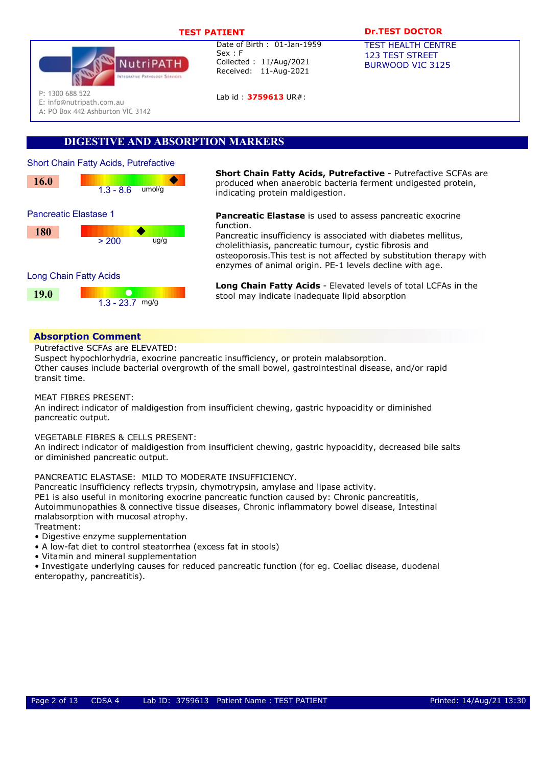TEST PATIENT

Date of Birth : 01-Jan-1959
Sex : F
Collected : 11/Aug/2021
Received: 11-Aug-2021

Lab id : 3759613 UR#:

Dr.TEST DOCTOR
TEST HEALTH CENTRE
123 TEST STREET
BURWOOD VIC 3125

NutriPATH Integrative Pathology Services
P: 1300 688 522
E: info@nutripath.com.au
A: PO Box 442 Ashburton VIC 3142

## DIGESTIVE AND ABSORPTION MARKERS

| Test | Result | Reference Range | Units |
|---|---|---|---|
| Short Chain Fatty Acids, Putrefactive | 16.0 | 1.3 - 8.6 | umol/g |
| Pancreatic Elastase 1 | 180 | > 200 | ug/g |
| Long Chain Fatty Acids | 19.0 | 1.3 - 23.7 | mg/g |

**Short Chain Fatty Acids, Putrefactive** - Putrefactive SCFAs are produced when anaerobic bacteria ferment undigested protein, indicating protein maldigestion.

**Pancreatic Elastase** is used to assess pancreatic exocrine function.
Pancreatic insufficiency is associated with diabetes mellitus, cholelithiasis, pancreatic tumour, cystic fibrosis and osteoporosis.This test is not affected by substitution therapy with enzymes of animal origin. PE-1 levels decline with age.

**Long Chain Fatty Acids** - Elevated levels of total LCFAs in the stool may indicate inadequate lipid absorption

### Absorption Comment

Putrefactive SCFAs are ELEVATED:
Suspect hypochlorhydria, exocrine pancreatic insufficiency, or protein malabsorption.
Other causes include bacterial overgrowth of the small bowel, gastrointestinal disease, and/or rapid transit time.

MEAT FIBRES PRESENT:
An indirect indicator of maldigestion from insufficient chewing, gastric hypoacidity or diminished pancreatic output.

VEGETABLE FIBRES & CELLS PRESENT:
An indirect indicator of maldigestion from insufficient chewing, gastric hypoacidity, decreased bile salts or diminished pancreatic output.

PANCREATIC ELASTASE: MILD TO MODERATE INSUFFICIENCY.
Pancreatic insufficiency reflects trypsin, chymotrypsin, amylase and lipase activity.
PE1 is also useful in monitoring exocrine pancreatic function caused by: Chronic pancreatitis, Autoimmunopathies & connective tissue diseases, Chronic inflammatory bowel disease, Intestinal malabsorption with mucosal atrophy.
Treatment:

- Digestive enzyme supplementation
- A low-fat diet to control steatorrhea (excess fat in stools)
- Vitamin and mineral supplementation
- Investigate underlying causes for reduced pancreatic function (for eg. Coeliac disease, duodenal enteropathy, pancreatitis).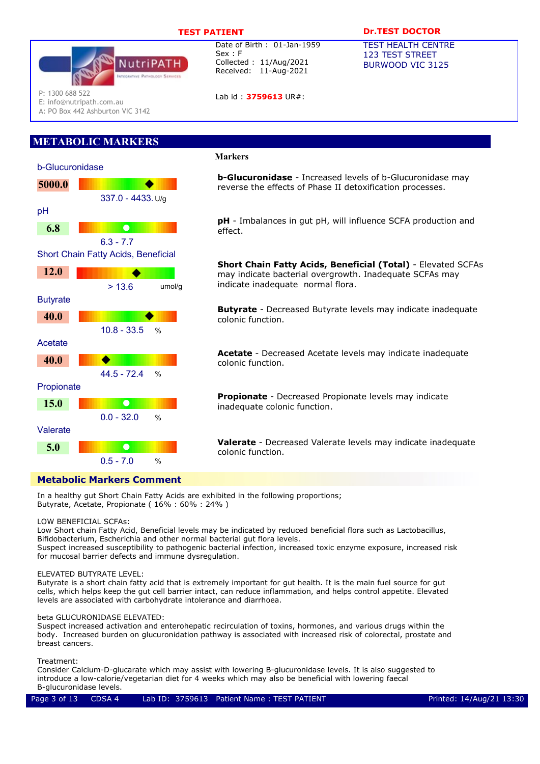**TEST PATIENT**

**Dr.TEST DOCTOR**

NutriPATH Integrative Pathology Services

P: 1300 688 522
E: info@nutripath.com.au
A: PO Box 442 Ashburton VIC 3142

Date of Birth : 01-Jan-1959
Sex : F
Collected : 11/Aug/2021
Received: 11-Aug-2021

Lab id : **3759613** UR#:

TEST HEALTH CENTRE
123 TEST STREET
BURWOOD VIC 3125

## METABOLIC MARKERS

| Test | Result | Reference Range | Units |
|---|---|---|---|
| b-Glucuronidase | 5000.0 | 337.0 - 4433. | U/g |
| pH | 6.8 | 6.3 - 7.7 | |
| Short Chain Fatty Acids, Beneficial | 12.0 | > 13.6 | umol/g |
| Butyrate | 40.0 | 10.8 - 33.5 | % |
| Acetate | 40.0 | 44.5 - 72.4 | % |
| Propionate | 15.0 | 0.0 - 32.0 | % |
| Valerate | 5.0 | 0.5 - 7.0 | % |

### Markers

**b-Glucuronidase** - Increased levels of b-Glucuronidase may reverse the effects of Phase II detoxification processes.

**pH** - Imbalances in gut pH, will influence SCFA production and effect.

**Short Chain Fatty Acids, Beneficial (Total)** - Elevated SCFAs may indicate bacterial overgrowth. Inadequate SCFAs may indicate inadequate normal flora.

**Butyrate** - Decreased Butyrate levels may indicate inadequate colonic function.

**Acetate** - Decreased Acetate levels may indicate inadequate colonic function.

**Propionate** - Decreased Propionate levels may indicate inadequate colonic function.

**Valerate** - Decreased Valerate levels may indicate inadequate colonic function.

### Metabolic Markers Comment

In a healthy gut Short Chain Fatty Acids are exhibited in the following proportions;
Butyrate, Acetate, Propionate ( 16% : 60% : 24% )

LOW BENEFICIAL SCFAs:
Low Short chain Fatty Acid, Beneficial levels may be indicated by reduced beneficial flora such as Lactobacillus, Bifidobacterium, Escherichia and other normal bacterial gut flora levels.
Suspect increased susceptibility to pathogenic bacterial infection, increased toxic enzyme exposure, increased risk for mucosal barrier defects and immune dysregulation.

ELEVATED BUTYRATE LEVEL:
Butyrate is a short chain fatty acid that is extremely important for gut health. It is the main fuel source for gut cells, which helps keep the gut cell barrier intact, can reduce inflammation, and helps control appetite. Elevated levels are associated with carbohydrate intolerance and diarrhoea.

beta GLUCURONIDASE ELEVATED:
Suspect increased activation and enterohepatic recirculation of toxins, hormones, and various drugs within the body. Increased burden on glucuronidation pathway is associated with increased risk of colorectal, prostate and breast cancers.

Treatment:
Consider Calcium-D-glucarate which may assist with lowering B-glucuronidase levels. It is also suggested to introduce a low-calorie/vegetarian diet for 4 weeks which may also be beneficial with lowering faecal B-glucuronidase levels.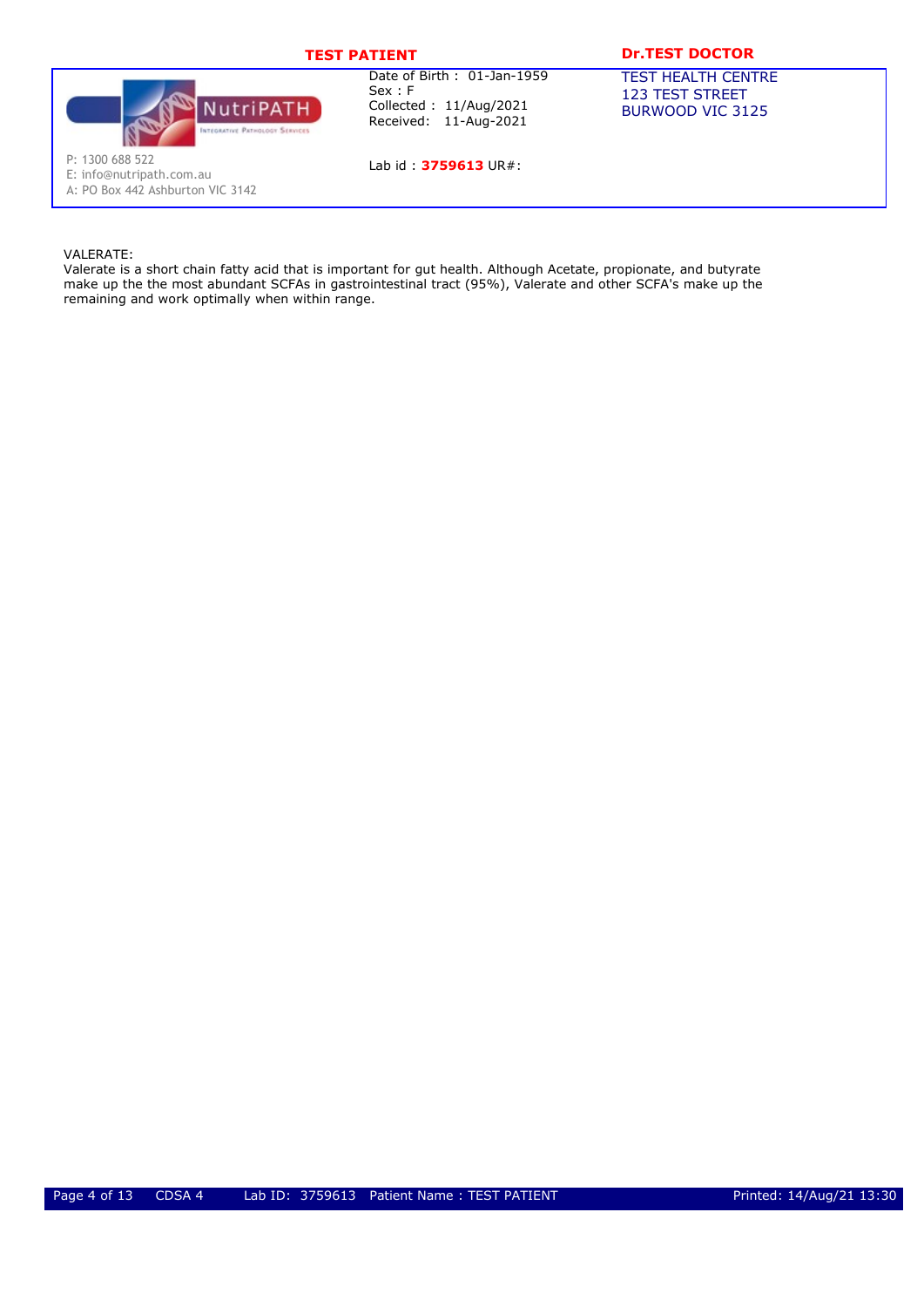VALERATE:
Valerate is a short chain fatty acid that is important for gut health. Although Acetate, propionate, and butyrate make up the the most abundant SCFAs in gastrointestinal tract (95%), Valerate and other SCFA's make up the remaining and work optimally when within range.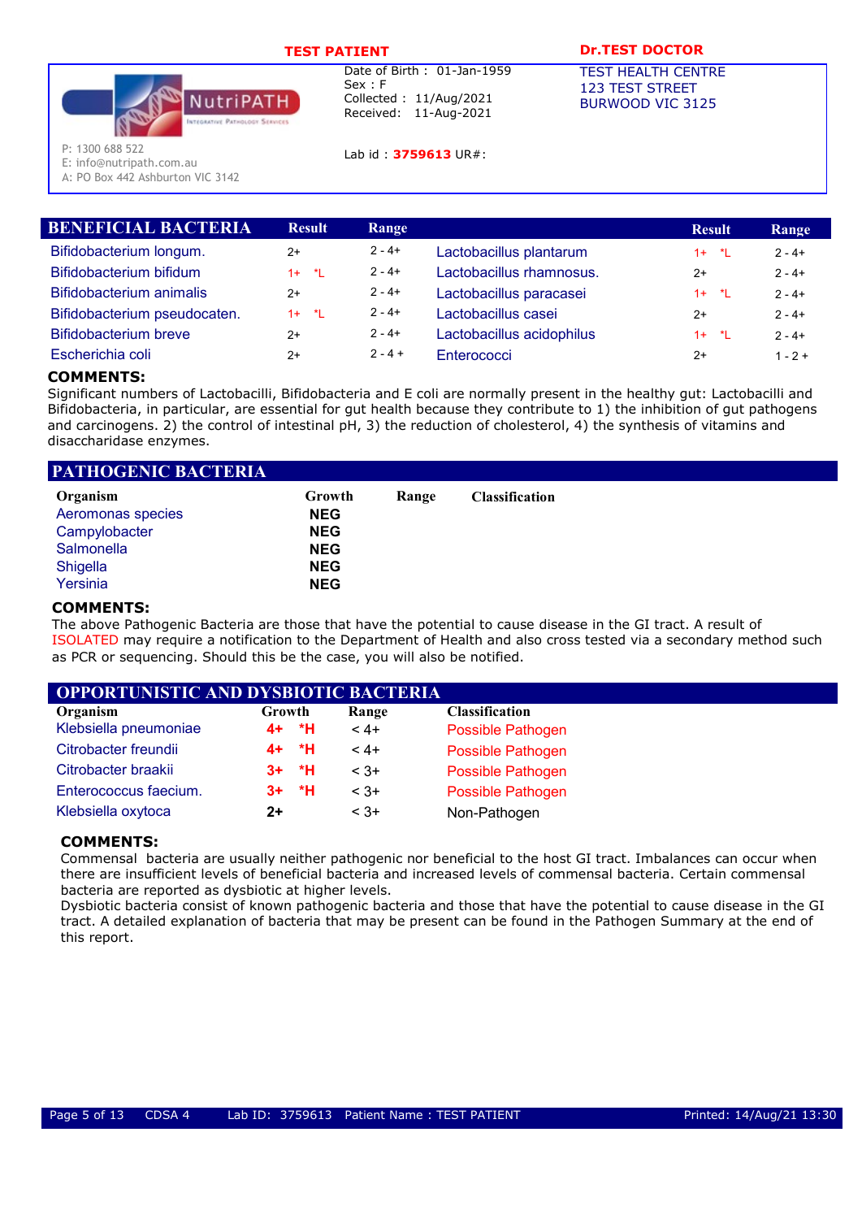**TEST PATIENT**

Date of Birth : 01-Jan-1959
Sex : F
Collected : 11/Aug/2021
Received: 11-Aug-2021

Lab id : **3759613** UR#:

**Dr.TEST DOCTOR**
TEST HEALTH CENTRE
123 TEST STREET
BURWOOD VIC 3125

NutriPATH Integrative Pathology Services
P: 1300 688 522
E: info@nutripath.com.au
A: PO Box 442 Ashburton VIC 3142

## BENEFICIAL BACTERIA

| Organism | Result | Range | Organism | Result | Range |
|---|---|---|---|---|---|
| Bifidobacterium longum. | 2+ | 2 - 4+ | Lactobacillus plantarum | 1+ *L | 2 - 4+ |
| Bifidobacterium bifidum | 1+ *L | 2 - 4+ | Lactobacillus rhamnosus. | 2+ | 2 - 4+ |
| Bifidobacterium animalis | 2+ | 2 - 4+ | Lactobacillus paracasei | 1+ *L | 2 - 4+ |
| Bifidobacterium pseudocaten. | 1+ *L | 2 - 4+ | Lactobacillus casei | 2+ | 2 - 4+ |
| Bifidobacterium breve | 2+ | 2 - 4+ | Lactobacillus acidophilus | 1+ *L | 2 - 4+ |
| Escherichia coli | 2+ | 2 - 4 + | Enterococci | 2+ | 1 - 2 + |

**COMMENTS:**
Significant numbers of Lactobacilli, Bifidobacteria and E coli are normally present in the healthy gut: Lactobacilli and Bifidobacteria, in particular, are essential for gut health because they contribute to 1) the inhibition of gut pathogens and carcinogens. 2) the control of intestinal pH, 3) the reduction of cholesterol, 4) the synthesis of vitamins and disaccharidase enzymes.

## PATHOGENIC BACTERIA

| Organism | Growth | Range | Classification |
|---|---|---|---|
| Aeromonas species | NEG | | |
| Campylobacter | NEG | | |
| Salmonella | NEG | | |
| Shigella | NEG | | |
| Yersinia | NEG | | |

**COMMENTS:**
The above Pathogenic Bacteria are those that have the potential to cause disease in the GI tract. A result of ISOLATED may require a notification to the Department of Health and also cross tested via a secondary method such as PCR or sequencing. Should this be the case, you will also be notified.

## OPPORTUNISTIC AND DYSBIOTIC BACTERIA

| Organism | Growth | Range | Classification |
|---|---|---|---|
| Klebsiella pneumoniae | 4+ *H | < 4+ | Possible Pathogen |
| Citrobacter freundii | 4+ *H | < 4+ | Possible Pathogen |
| Citrobacter braakii | 3+ *H | < 3+ | Possible Pathogen |
| Enterococcus faecium. | 3+ *H | < 3+ | Possible Pathogen |
| Klebsiella oxytoca | 2+ | < 3+ | Non-Pathogen |

**COMMENTS:**
Commensal bacteria are usually neither pathogenic nor beneficial to the host GI tract. Imbalances can occur when there are insufficient levels of beneficial bacteria and increased levels of commensal bacteria. Certain commensal bacteria are reported as dysbiotic at higher levels.
Dysbiotic bacteria consist of known pathogenic bacteria and those that have the potential to cause disease in the GI tract. A detailed explanation of bacteria that may be present can be found in the Pathogen Summary at the end of this report.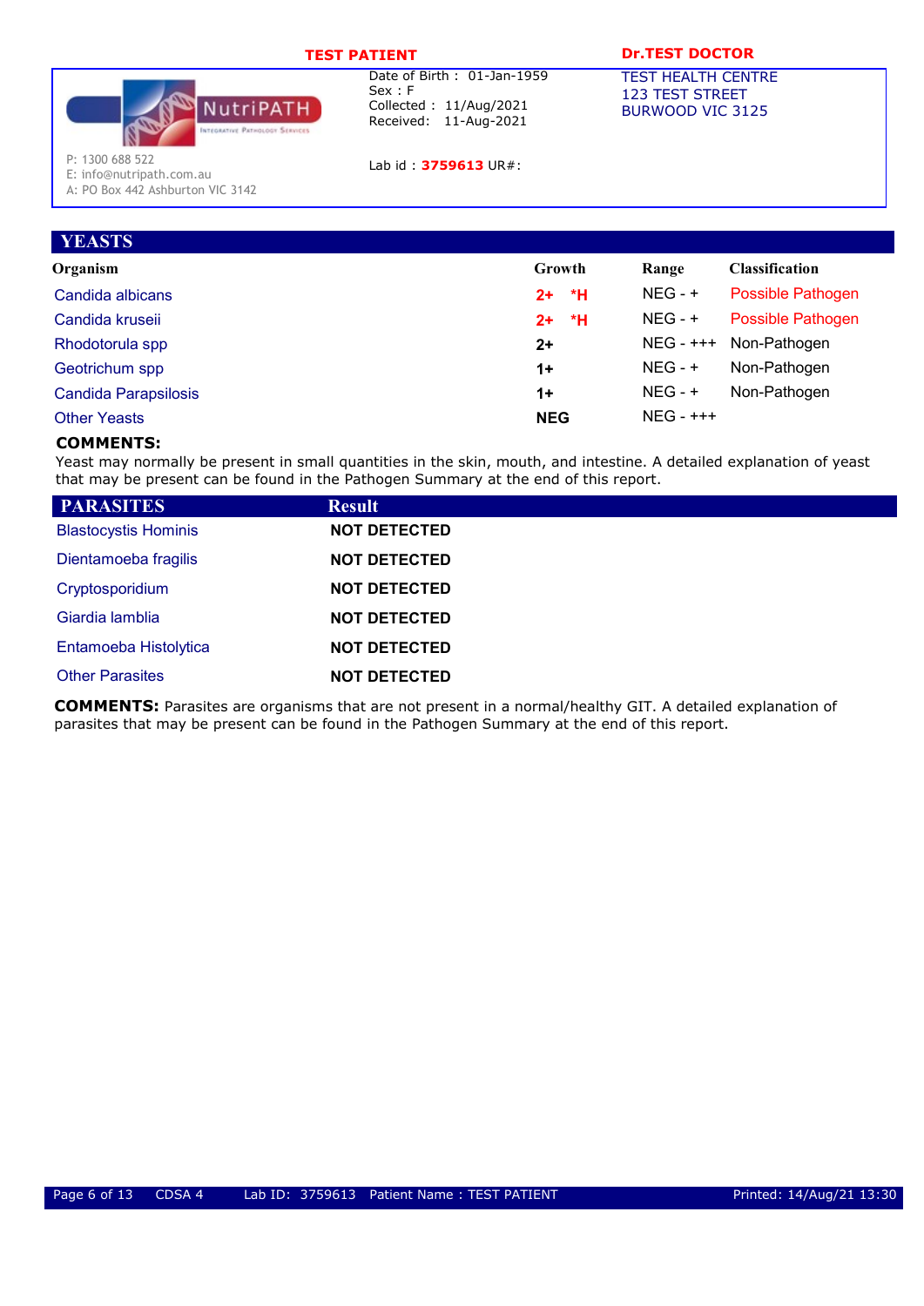**TEST PATIENT**

Date of Birth : 01-Jan-1959
Sex : F
Collected : 11/Aug/2021
Received: 11-Aug-2021

Lab id : **3759613** UR#:

**Dr.TEST DOCTOR**

TEST HEALTH CENTRE
123 TEST STREET
BURWOOD VIC 3125

NutriPATH Integrative Pathology Services

P: 1300 688 522
E: info@nutripath.com.au
A: PO Box 442 Ashburton VIC 3142

## YEASTS

| Organism | Growth | Range | Classification |
|---|---|---|---|
| Candida albicans | 2+ *H | NEG - + | Possible Pathogen |
| Candida kruseii | 2+ *H | NEG - + | Possible Pathogen |
| Rhodotorula spp | 2+ | NEG - +++ | Non-Pathogen |
| Geotrichum spp | 1+ | NEG - + | Non-Pathogen |
| Candida Parapsilosis | 1+ | NEG - + | Non-Pathogen |
| Other Yeasts | NEG | NEG - +++ | |

**COMMENTS:**
Yeast may normally be present in small quantities in the skin, mouth, and intestine. A detailed explanation of yeast that may be present can be found in the Pathogen Summary at the end of this report.

## PARASITES

| PARASITES | Result |
|---|---|
| Blastocystis Hominis | NOT DETECTED |
| Dientamoeba fragilis | NOT DETECTED |
| Cryptosporidium | NOT DETECTED |
| Giardia lamblia | NOT DETECTED |
| Entamoeba Histolytica | NOT DETECTED |
| Other Parasites | NOT DETECTED |

**COMMENTS:** Parasites are organisms that are not present in a normal/healthy GIT. A detailed explanation of parasites that may be present can be found in the Pathogen Summary at the end of this report.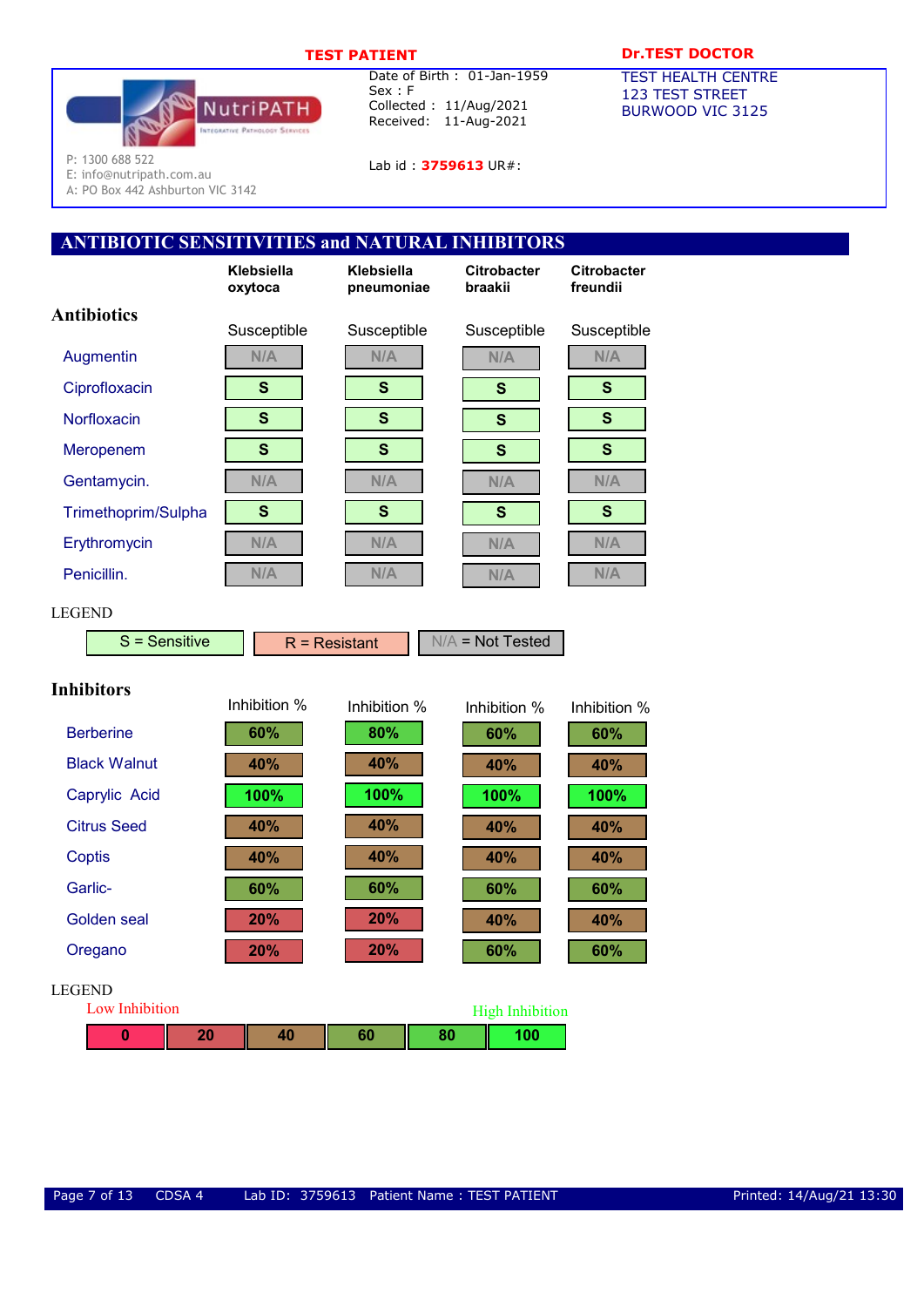**TEST PATIENT**

**Dr.TEST DOCTOR**

TEST HEALTH CENTRE
123 TEST STREET
BURWOOD VIC 3125

NutriPATH
Integrative Pathology Services

P: 1300 688 522
E: info@nutripath.com.au
A: PO Box 442 Ashburton VIC 3142

Date of Birth : 01-Jan-1959
Sex : F
Collected : 11/Aug/2021
Received: 11-Aug-2021

Lab id : **3759613** UR#:

## ANTIBIOTIC SENSITIVITIES and NATURAL INHIBITORS

### Antibiotics

| | Klebsiella oxytoca | Klebsiella pneumoniae | Citrobacter braakii | Citrobacter freundii |
|---|---|---|---|---|
| | Susceptible | Susceptible | Susceptible | Susceptible |
| Augmentin | N/A | N/A | N/A | N/A |
| Ciprofloxacin | S | S | S | S |
| Norfloxacin | S | S | S | S |
| Meropenem | S | S | S | S |
| Gentamycin. | N/A | N/A | N/A | N/A |
| Trimethoprim/Sulpha | S | S | S | S |
| Erythromycin | N/A | N/A | N/A | N/A |
| Penicillin. | N/A | N/A | N/A | N/A |

LEGEND

S = Sensitive | R = Resistant | N/A = Not Tested

### Inhibitors

| | Klebsiella oxytoca | Klebsiella pneumoniae | Citrobacter braakii | Citrobacter freundii |
|---|---|---|---|---|
| | Inhibition % | Inhibition % | Inhibition % | Inhibition % |
| Berberine | 60% | 80% | 60% | 60% |
| Black Walnut | 40% | 40% | 40% | 40% |
| Caprylic Acid | 100% | 100% | 100% | 100% |
| Citrus Seed | 40% | 40% | 40% | 40% |
| Coptis | 40% | 40% | 40% | 40% |
| Garlic- | 60% | 60% | 60% | 60% |
| Golden seal | 20% | 20% | 40% | 40% |
| Oregano | 20% | 20% | 60% | 60% |

LEGEND

Low Inhibition — High Inhibition

| 0 | 20 | 40 | 60 | 80 | 100 |
|---|---|---|---|---|---|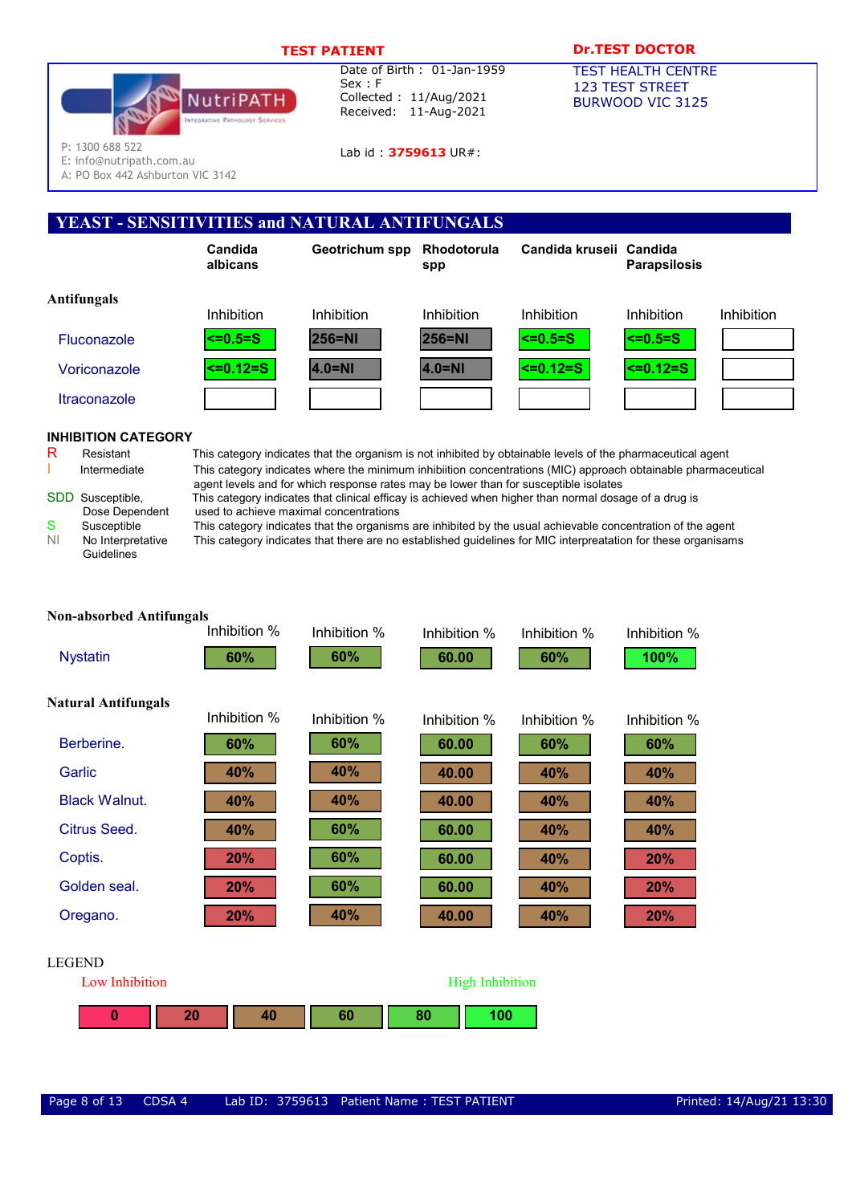**TEST PATIENT**

Date of Birth : 01-Jan-1959
Sex : F
Collected : 11/Aug/2021
Received: 11-Aug-2021

Lab id : **3759613** UR#:

**Dr.TEST DOCTOR**
TEST HEALTH CENTRE
123 TEST STREET
BURWOOD VIC 3125

NutriPATH Integrative Pathology Services
P: 1300 688 522
E: info@nutripath.com.au
A: PO Box 442 Ashburton VIC 3142

## YEAST - SENSITIVITIES and NATURAL ANTIFUNGALS

### Antifungals

| | Candida albicans | Geotrichum spp | Rhodotorula spp | Candida kruseii | Candida Parapsilosis | |
|---|---|---|---|---|---|---|
| | Inhibition | Inhibition | Inhibition | Inhibition | Inhibition | Inhibition |
| Fluconazole | <=0.5=S | 256=NI | 256=NI | <=0.5=S | <=0.5=S | |
| Voriconazole | <=0.12=S | 4.0=NI | 4.0=NI | <=0.12=S | <=0.12=S | |
| Itraconazole | | | | | | |

**INHIBITION CATEGORY**

| | | |
|---|---|---|
| R | Resistant | This category indicates that the organism is not inhibited by obtainable levels of the pharmaceutical agent |
| I | Intermediate | This category indicates where the minimum inhibiition concentrations (MIC) approach obtainable pharmaceutical agent levels and for which response rates may be lower than for susceptible isolates |
| SDD | Susceptible, Dose Dependent | This category indicates that clinical efficay is achieved when higher than normal dosage of a drug is used to achieve maximal concentrations |
| S | Susceptible | This category indicates that the organisms are inhibited by the usual achievable concentration of the agent |
| NI | No Interpretative Guidelines | This category indicates that there are no established guidelines for MIC interpreatation for these organisams |

### Non-absorbed Antifungals

| | Inhibition % | Inhibition % | Inhibition % | Inhibition % | Inhibition % |
|---|---|---|---|---|---|
| Nystatin | 60% | 60% | 60.00 | 60% | 100% |

### Natural Antifungals

| | Inhibition % | Inhibition % | Inhibition % | Inhibition % | Inhibition % |
|---|---|---|---|---|---|
| Berberine. | 60% | 60% | 60.00 | 60% | 60% |
| Garlic | 40% | 40% | 40.00 | 40% | 40% |
| Black Walnut. | 40% | 40% | 40.00 | 40% | 40% |
| Citrus Seed. | 40% | 60% | 60.00 | 40% | 40% |
| Coptis. | 20% | 60% | 60.00 | 40% | 20% |
| Golden seal. | 20% | 60% | 60.00 | 40% | 20% |
| Oregano. | 20% | 40% | 40.00 | 40% | 20% |

LEGEND

Low Inhibition — High Inhibition

| 0 | 20 | 40 | 60 | 80 | 100 |
|---|---|---|---|---|---|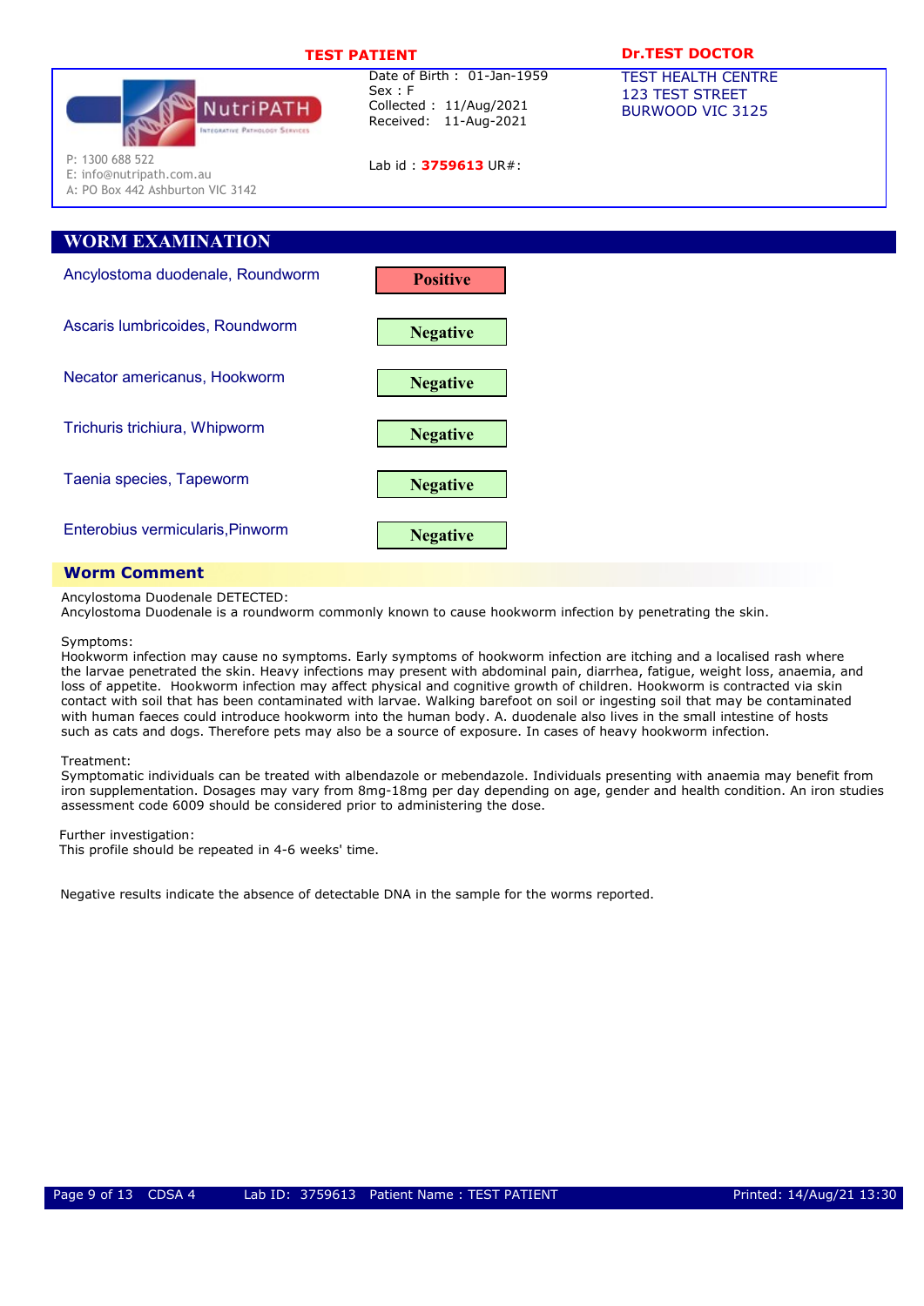**TEST PATIENT**

Date of Birth : 01-Jan-1959
Sex : F
Collected : 11/Aug/2021
Received: 11-Aug-2021

Lab id : **3759613** UR#:

**Dr.TEST DOCTOR**
TEST HEALTH CENTRE
123 TEST STREET
BURWOOD VIC 3125

NutriPATH — Integrative Pathology Services
P: 1300 688 522
E: info@nutripath.com.au
A: PO Box 442 Ashburton VIC 3142

## WORM EXAMINATION

| Test | Result |
|---|---|
| Ancylostoma duodenale, Roundworm | **Positive** |
| Ascaris lumbricoides, Roundworm | **Negative** |
| Necator americanus, Hookworm | **Negative** |
| Trichuris trichiura, Whipworm | **Negative** |
| Taenia species, Tapeworm | **Negative** |
| Enterobius vermicularis,Pinworm | **Negative** |

### Worm Comment

Ancylostoma Duodenale DETECTED:
Ancylostoma Duodenale is a roundworm commonly known to cause hookworm infection by penetrating the skin.

Symptoms:
Hookworm infection may cause no symptoms. Early symptoms of hookworm infection are itching and a localised rash where the larvae penetrated the skin. Heavy infections may present with abdominal pain, diarrhea, fatigue, weight loss, anaemia, and loss of appetite. Hookworm infection may affect physical and cognitive growth of children. Hookworm is contracted via skin contact with soil that has been contaminated with larvae. Walking barefoot on soil or ingesting soil that may be contaminated with human faeces could introduce hookworm into the human body. A. duodenale also lives in the small intestine of hosts such as cats and dogs. Therefore pets may also be a source of exposure. In cases of heavy hookworm infection.

Treatment:
Symptomatic individuals can be treated with albendazole or mebendazole. Individuals presenting with anaemia may benefit from iron supplementation. Dosages may vary from 8mg-18mg per day depending on age, gender and health condition. An iron studies assessment code 6009 should be considered prior to administering the dose.

Further investigation:
This profile should be repeated in 4-6 weeks' time.

Negative results indicate the absence of detectable DNA in the sample for the worms reported.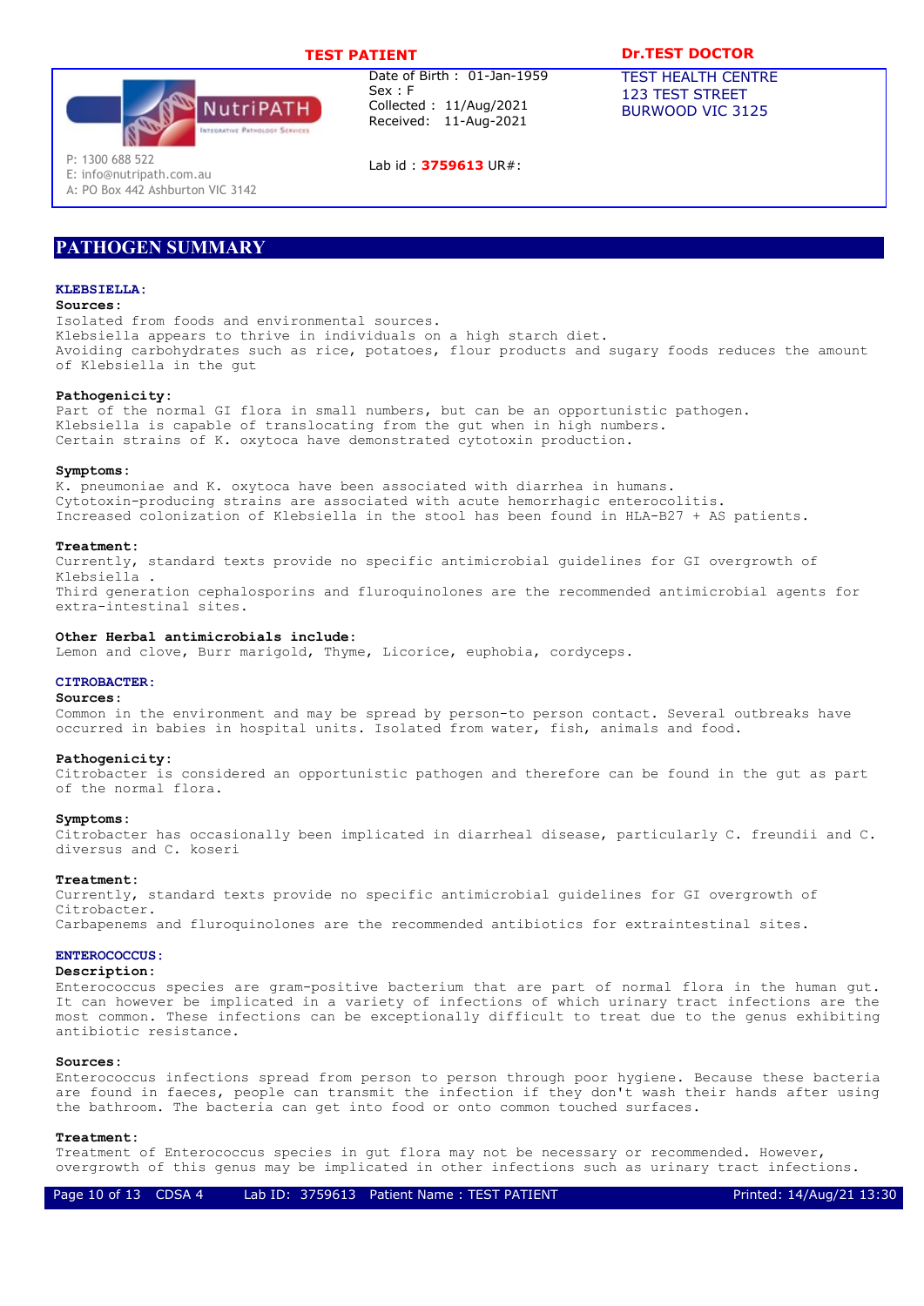## PATHOGEN SUMMARY

### KLEBSIELLA:

**Sources:**
Isolated from foods and environmental sources.
Klebsiella appears to thrive in individuals on a high starch diet.
Avoiding carbohydrates such as rice, potatoes, flour products and sugary foods reduces the amount of Klebsiella in the gut

**Pathogenicity:**
Part of the normal GI flora in small numbers, but can be an opportunistic pathogen.
Klebsiella is capable of translocating from the gut when in high numbers.
Certain strains of K. oxytoca have demonstrated cytotoxin production.

**Symptoms:**
K. pneumoniae and K. oxytoca have been associated with diarrhea in humans.
Cytotoxin-producing strains are associated with acute hemorrhagic enterocolitis.
Increased colonization of Klebsiella in the stool has been found in HLA-B27 + AS patients.

**Treatment:**
Currently, standard texts provide no specific antimicrobial guidelines for GI overgrowth of Klebsiella .
Third generation cephalosporins and fluroquinolones are the recommended antimicrobial agents for extra-intestinal sites.

**Other Herbal antimicrobials include:**
Lemon and clove, Burr marigold, Thyme, Licorice, euphobia, cordyceps.

### CITROBACTER:

**Sources:**
Common in the environment and may be spread by person-to person contact. Several outbreaks have occurred in babies in hospital units. Isolated from water, fish, animals and food.

**Pathogenicity:**
Citrobacter is considered an opportunistic pathogen and therefore can be found in the gut as part of the normal flora.

**Symptoms:**
Citrobacter has occasionally been implicated in diarrheal disease, particularly C. freundii and C. diversus and C. koseri

**Treatment:**
Currently, standard texts provide no specific antimicrobial guidelines for GI overgrowth of Citrobacter.
Carbapenems and fluroquinolones are the recommended antibiotics for extraintestinal sites.

### ENTEROCOCCUS:

**Description:**
Enterococcus species are gram-positive bacterium that are part of normal flora in the human gut. It can however be implicated in a variety of infections of which urinary tract infections are the most common. These infections can be exceptionally difficult to treat due to the genus exhibiting antibiotic resistance.

**Sources:**
Enterococcus infections spread from person to person through poor hygiene. Because these bacteria are found in faeces, people can transmit the infection if they don't wash their hands after using the bathroom. The bacteria can get into food or onto common touched surfaces.

**Treatment:**
Treatment of Enterococcus species in gut flora may not be necessary or recommended. However, overgrowth of this genus may be implicated in other infections such as urinary tract infections.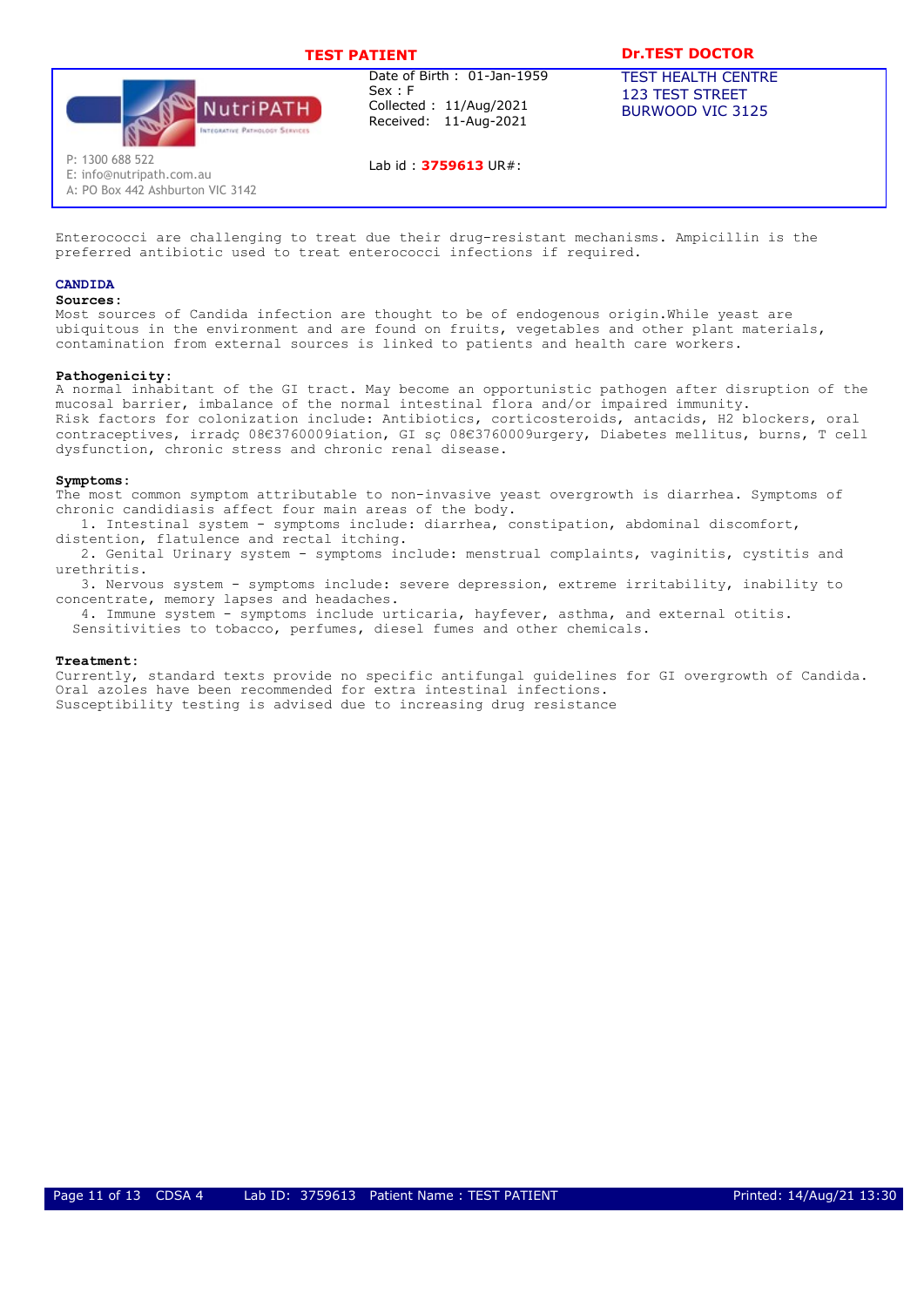Enterococci are challenging to treat due their drug-resistant mechanisms. Ampicillin is the preferred antibiotic used to treat enterococci infections if required.

### CANDIDA

**Sources:**
Most sources of Candida infection are thought to be of endogenous origin.While yeast are ubiquitous in the environment and are found on fruits, vegetables and other plant materials, contamination from external sources is linked to patients and health care workers.

**Pathogenicity:**
A normal inhabitant of the GI tract. May become an opportunistic pathogen after disruption of the mucosal barrier, imbalance of the normal intestinal flora and/or impaired immunity.
Risk factors for colonization include: Antibiotics, corticosteroids, antacids, H2 blockers, oral contraceptives, irradç 08€3760009iation, GI sç 08€3760009urgery, Diabetes mellitus, burns, T cell dysfunction, chronic stress and chronic renal disease.

**Symptoms:**
The most common symptom attributable to non-invasive yeast overgrowth is diarrhea. Symptoms of chronic candidiasis affect four main areas of the body.

1. Intestinal system - symptoms include: diarrhea, constipation, abdominal discomfort, distention, flatulence and rectal itching.
2. Genital Urinary system - symptoms include: menstrual complaints, vaginitis, cystitis and urethritis.
3. Nervous system - symptoms include: severe depression, extreme irritability, inability to concentrate, memory lapses and headaches.
4. Immune system - symptoms include urticaria, hayfever, asthma, and external otitis.
   Sensitivities to tobacco, perfumes, diesel fumes and other chemicals.

**Treatment:**
Currently, standard texts provide no specific antifungal guidelines for GI overgrowth of Candida.
Oral azoles have been recommended for extra intestinal infections.
Susceptibility testing is advised due to increasing drug resistance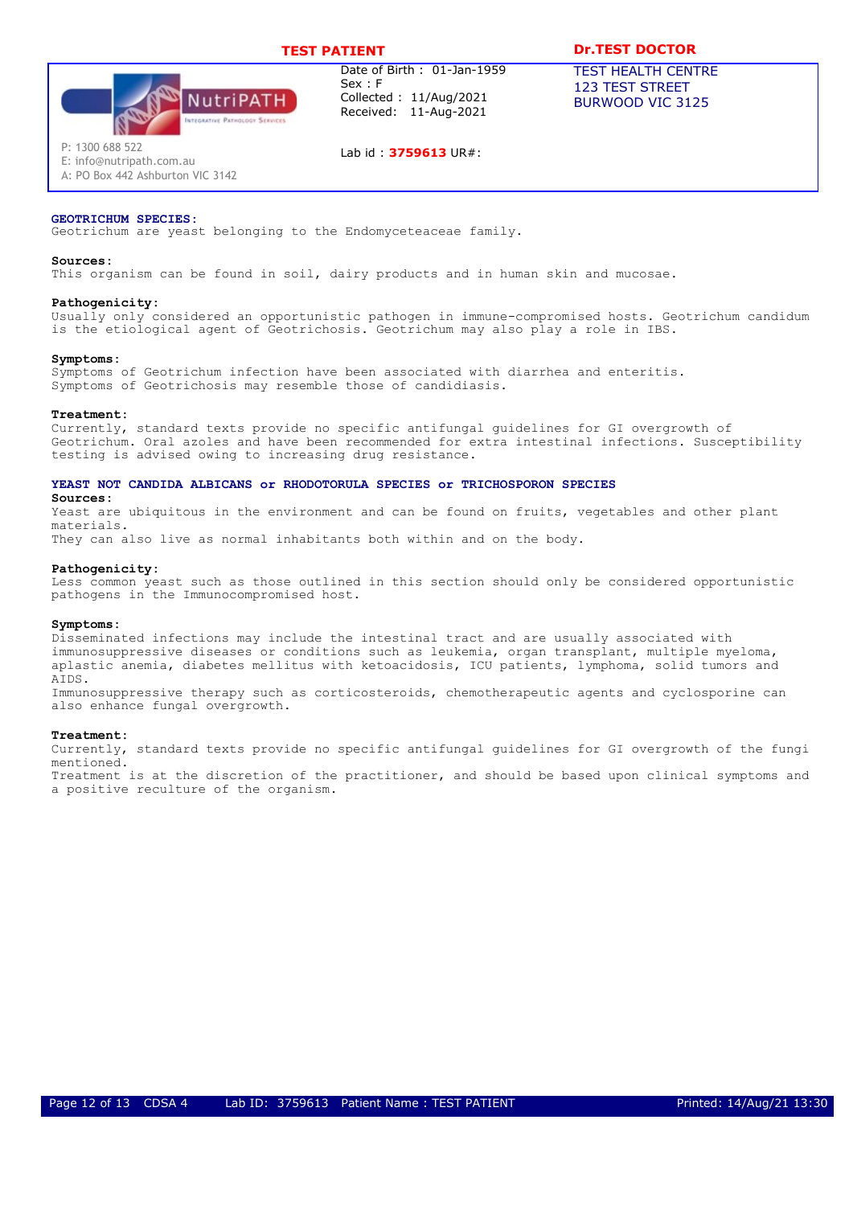**TEST PATIENT** | **Dr.TEST DOCTOR**

NutriPATH Integrative Pathology Services

P: 1300 688 522
E: info@nutripath.com.au
A: PO Box 442 Ashburton VIC 3142

Date of Birth : 01-Jan-1959
Sex : F
Collected : 11/Aug/2021
Received: 11-Aug-2021

Lab id : **3759613** UR#:

TEST HEALTH CENTRE
123 TEST STREET
BURWOOD VIC 3125

## GEOTRICHUM SPECIES:

Geotrichum are yeast belonging to the Endomyceteaceae family.

**Sources:**
This organism can be found in soil, dairy products and in human skin and mucosae.

**Pathogenicity:**
Usually only considered an opportunistic pathogen in immune-compromised hosts. Geotrichum candidum is the etiological agent of Geotrichosis. Geotrichum may also play a role in IBS.

**Symptoms:**
Symptoms of Geotrichum infection have been associated with diarrhea and enteritis.
Symptoms of Geotrichosis may resemble those of candidiasis.

**Treatment:**
Currently, standard texts provide no specific antifungal guidelines for GI overgrowth of Geotrichum. Oral azoles and have been recommended for extra intestinal infections. Susceptibility testing is advised owing to increasing drug resistance.

## YEAST NOT CANDIDA ALBICANS or RHODOTORULA SPECIES or TRICHOSPORON SPECIES

**Sources:**
Yeast are ubiquitous in the environment and can be found on fruits, vegetables and other plant materials.
They can also live as normal inhabitants both within and on the body.

**Pathogenicity:**
Less common yeast such as those outlined in this section should only be considered opportunistic pathogens in the Immunocompromised host.

**Symptoms:**
Disseminated infections may include the intestinal tract and are usually associated with immunosuppressive diseases or conditions such as leukemia, organ transplant, multiple myeloma, aplastic anemia, diabetes mellitus with ketoacidosis, ICU patients, lymphoma, solid tumors and AIDS.
Immunosuppressive therapy such as corticosteroids, chemotherapeutic agents and cyclosporine can also enhance fungal overgrowth.

**Treatment:**
Currently, standard texts provide no specific antifungal guidelines for GI overgrowth of the fungi mentioned.
Treatment is at the discretion of the practitioner, and should be based upon clinical symptoms and a positive reculture of the organism.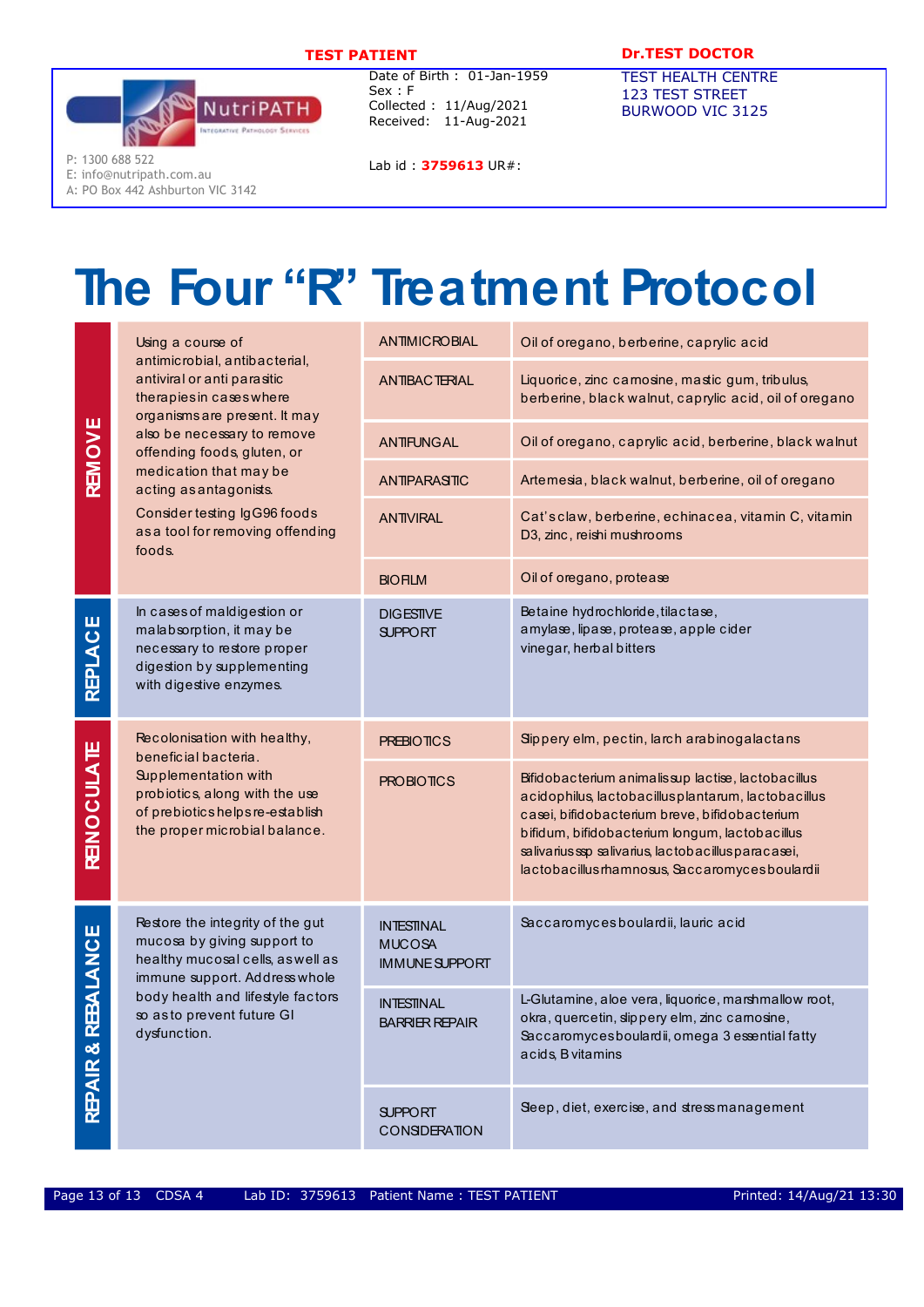**TEST PATIENT**

Date of Birth : 01-Jan-1959
Sex : F
Collected : 11/Aug/2021
Received: 11-Aug-2021

Lab id : **3759613** UR#:

**Dr.TEST DOCTOR**
TEST HEALTH CENTRE
123 TEST STREET
BURWOOD VIC 3125

NutriPATH Integrative Pathology Services

P: 1300 688 522
E: info@nutripath.com.au
A: PO Box 442 Ashburton VIC 3142

# The Four "R" Treatment Protocol

| | | | |
|---|---|---|---|
| **REMOVE** | Using a course of antimicrobial, antibacterial, antiviral or anti parasitic therapies in cases where organisms are present. It may also be necessary to remove offending foods, gluten, or medication that may be acting as antagonists. Consider testing IgG96 foods as a tool for removing offending foods. | ANTIMICROBIAL | Oil of oregano, berberine, caprylic acid |
| | | ANTIBACTERIAL | Liquorice, zinc carnosine, mastic gum, tribulus, berberine, black walnut, caprylic acid, oil of oregano |
| | | ANTIFUNGAL | Oil of oregano, caprylic acid, berberine, black walnut |
| | | ANTIPARASITIC | Artemesia, black walnut, berberine, oil of oregano |
| | | ANTIVIRAL | Cat's claw, berberine, echinacea, vitamin C, vitamin D3, zinc, reishi mushrooms |
| | | BIOFILM | Oil of oregano, protease |
| **REPLACE** | In cases of maldigestion or malabsorption, it may be necessary to restore proper digestion by supplementing with digestive enzymes. | DIGESTIVE SUPPORT | Betaine hydrochloride, tilactase, amylase, lipase, protease, apple cider vinegar, herbal bitters |
| **REINOCULATE** | Recolonisation with healthy, beneficial bacteria. Supplementation with probiotics, along with the use of prebiotics helps re-establish the proper microbial balance. | PREBIOTICS | Slippery elm, pectin, larch arabinogalactans |
| | | PROBIOTICS | Bifidobacterium animalis sup lactise, lactobacillus acidophilus, lactobacillus plantarum, lactobacillus casei, bifidobacterium breve, bifidobacterium bifidum, bifidobacterium longum, lactobacillus salivarius ssp salivarius, lactobacillus paracasei, lactobacillus rhamnosus, Saccaromyces boulardii |
| **REPAIR & REBALANCE** | Restore the integrity of the gut mucosa by giving support to healthy mucosal cells, as well as immune support. Address whole body health and lifestyle factors so as to prevent future GI dysfunction. | INTESTINAL MUCOSA IMMUNE SUPPORT | Saccaromyces boulardii, lauric acid |
| | | INTESTINAL BARRIER REPAIR | L-Glutamine, aloe vera, liquorice, marshmallow root, okra, quercetin, slippery elm, zinc carnosine, Saccaromyces boulardii, omega 3 essential fatty acids, B vitamins |
| | | SUPPORT CONSIDERATION | Sleep, diet, exercise, and stress management |